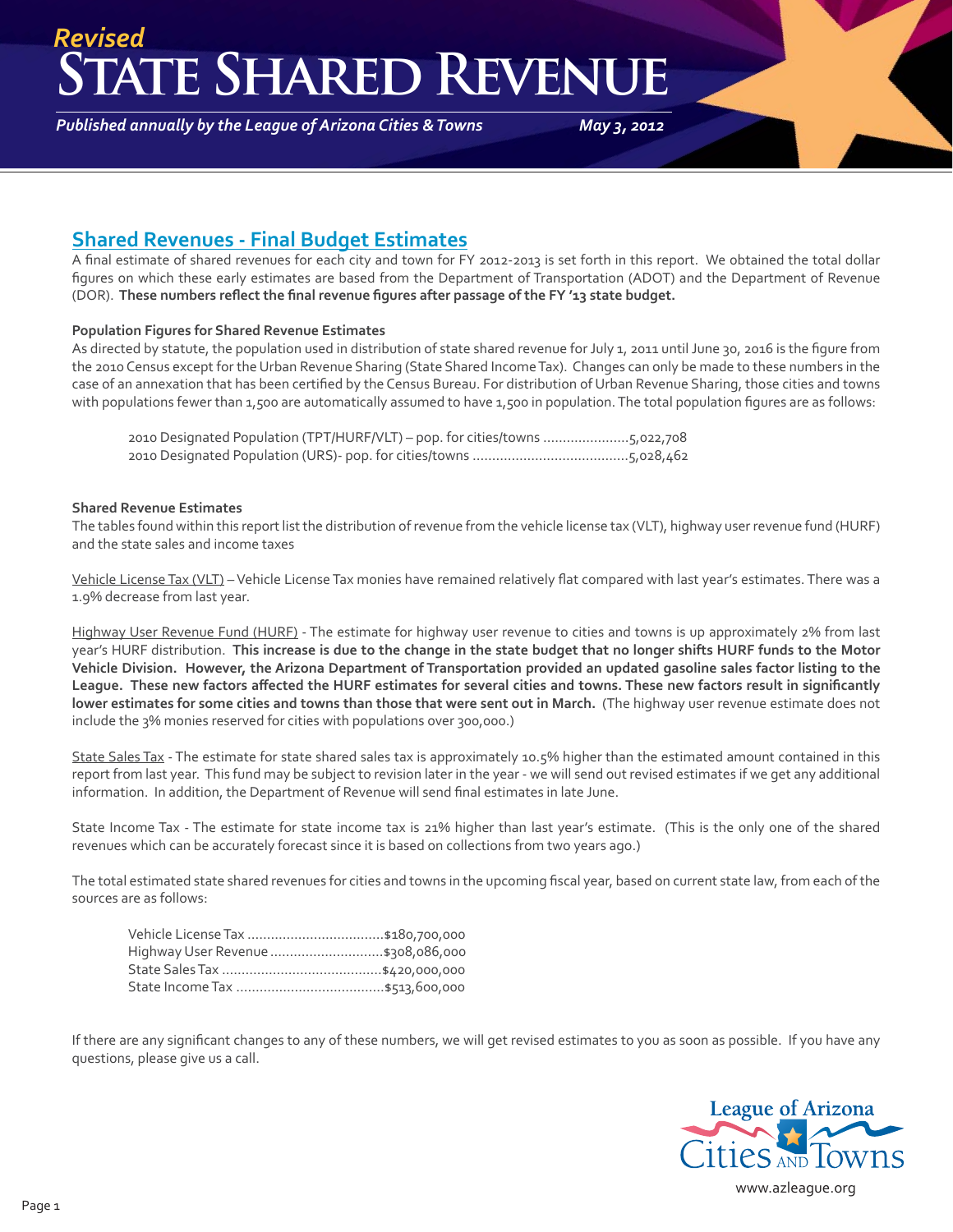*Revised*

# State Shared Revenue

*Published annually by the League of Arizona Cities & Towns* *May 3, 2012*

## Shared Revenues - Final Budget Estimates

A final estimate of shared revenues for each city and town for FY 2012-2013 is set forth in this report. We obtained the total dollar figures on which these early estimates are based from the Department of Transportation (ADOT) and the Department of Revenue (DOR). **These numbers reflect the final revenue figures after passage of the FY '13 state budget.**

**Population Figures for Shared Revenue Estimates**

As directed by statute, the population used in distribution of state shared revenue for July 1, 2011 until June 30, 2016 is the figure from the 2010 Census except for the Urban Revenue Sharing (State Shared Income Tax). Changes can only be made to these numbers in the case of an annexation that has been certified by the Census Bureau. For distribution of Urban Revenue Sharing, those cities and towns with populations fewer than 1,500 are automatically assumed to have 1,500 in population. The total population figures are as follows:

2010 Designated Population (TPT/HURF/VLT) – pop. for cities/towns ......................5,022,708
2010 Designated Population (URS)- pop. for cities/towns ........................................5,028,462

**Shared Revenue Estimates**

The tables found within this report list the distribution of revenue from the vehicle license tax (VLT), highway user revenue fund (HURF) and the state sales and income taxes

Vehicle License Tax (VLT) – Vehicle License Tax monies have remained relatively flat compared with last year's estimates. There was a 1.9% decrease from last year.

Highway User Revenue Fund (HURF) - The estimate for highway user revenue to cities and towns is up approximately 2% from last year's HURF distribution. **This increase is due to the change in the state budget that no longer shifts HURF funds to the Motor Vehicle Division. However, the Arizona Department of Transportation provided an updated gasoline sales factor listing to the League. These new factors affected the HURF estimates for several cities and towns. These new factors result in significantly lower estimates for some cities and towns than those that were sent out in March.** (The highway user revenue estimate does not include the 3% monies reserved for cities with populations over 300,000.)

State Sales Tax - The estimate for state shared sales tax is approximately 10.5% higher than the estimated amount contained in this report from last year. This fund may be subject to revision later in the year - we will send out revised estimates if we get any additional information. In addition, the Department of Revenue will send final estimates in late June.

State Income Tax - The estimate for state income tax is 21% higher than last year's estimate. (This is the only one of the shared revenues which can be accurately forecast since it is based on collections from two years ago.)

The total estimated state shared revenues for cities and towns in the upcoming fiscal year, based on current state law, from each of the sources are as follows:

Vehicle License Tax ...................................$180,700,000
Highway User Revenue .............................$308,086,000
State Sales Tax .........................................$420,000,000
State Income Tax ......................................$513,600,000

If there are any significant changes to any of these numbers, we will get revised estimates to you as soon as possible. If you have any questions, please give us a call.

League of Arizona Cities and Towns

www.azleague.org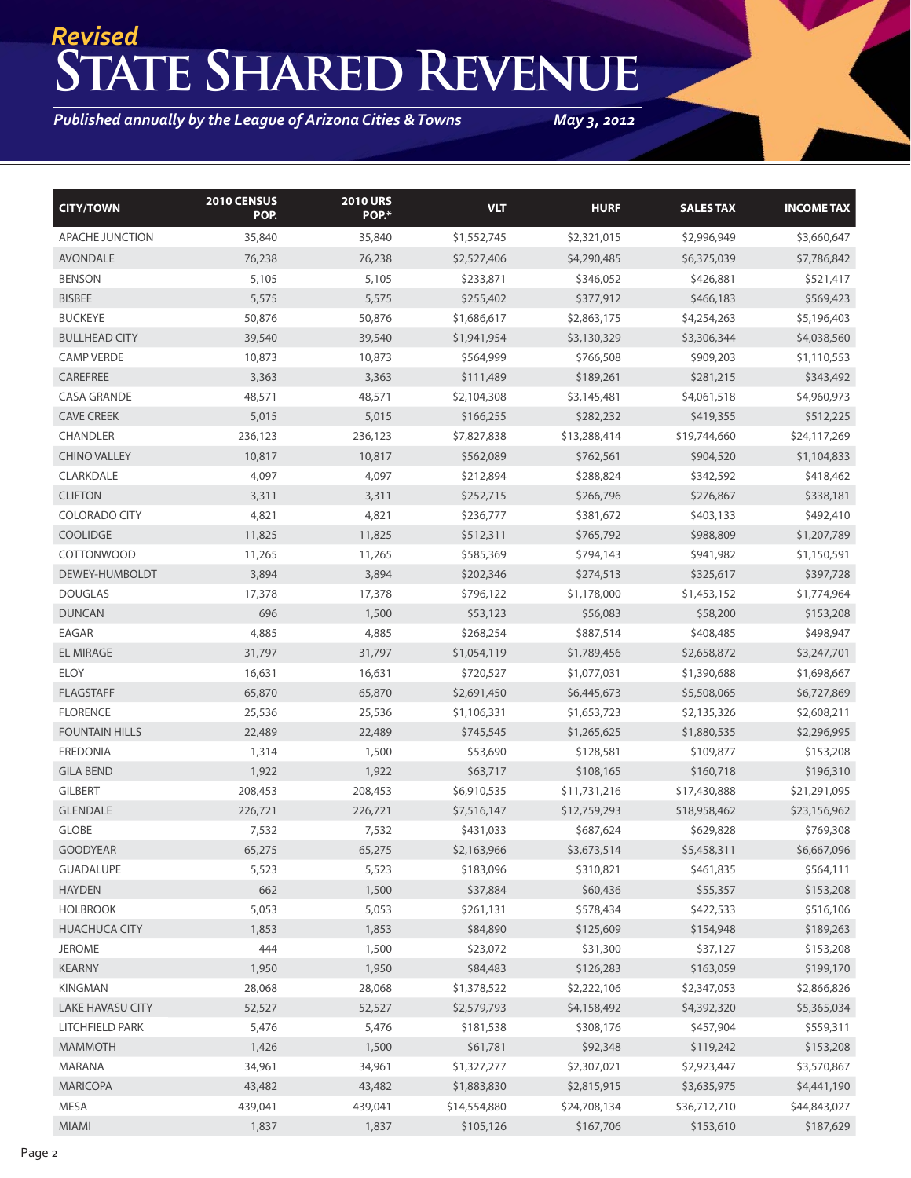*Revised*

# State Shared Revenue

***Published annually by the League of Arizona Cities & Towns*** ***May 3, 2012***

| CITY/TOWN | 2010 CENSUS POP. | 2010 URS POP.* | VLT | HURF | SALES TAX | INCOME TAX |
|---|---|---|---|---|---|---|
| APACHE JUNCTION | 35,840 | 35,840 | $1,552,745 | $2,321,015 | $2,996,949 | $3,660,647 |
| AVONDALE | 76,238 | 76,238 | $2,527,406 | $4,290,485 | $6,375,039 | $7,786,842 |
| BENSON | 5,105 | 5,105 | $233,871 | $346,052 | $426,881 | $521,417 |
| BISBEE | 5,575 | 5,575 | $255,402 | $377,912 | $466,183 | $569,423 |
| BUCKEYE | 50,876 | 50,876 | $1,686,617 | $2,863,175 | $4,254,263 | $5,196,403 |
| BULLHEAD CITY | 39,540 | 39,540 | $1,941,954 | $3,130,329 | $3,306,344 | $4,038,560 |
| CAMP VERDE | 10,873 | 10,873 | $564,999 | $766,508 | $909,203 | $1,110,553 |
| CAREFREE | 3,363 | 3,363 | $111,489 | $189,261 | $281,215 | $343,492 |
| CASA GRANDE | 48,571 | 48,571 | $2,104,308 | $3,145,481 | $4,061,518 | $4,960,973 |
| CAVE CREEK | 5,015 | 5,015 | $166,255 | $282,232 | $419,355 | $512,225 |
| CHANDLER | 236,123 | 236,123 | $7,827,838 | $13,288,414 | $19,744,660 | $24,117,269 |
| CHINO VALLEY | 10,817 | 10,817 | $562,089 | $762,561 | $904,520 | $1,104,833 |
| CLARKDALE | 4,097 | 4,097 | $212,894 | $288,824 | $342,592 | $418,462 |
| CLIFTON | 3,311 | 3,311 | $252,715 | $266,796 | $276,867 | $338,181 |
| COLORADO CITY | 4,821 | 4,821 | $236,777 | $381,672 | $403,133 | $492,410 |
| COOLIDGE | 11,825 | 11,825 | $512,311 | $765,792 | $988,809 | $1,207,789 |
| COTTONWOOD | 11,265 | 11,265 | $585,369 | $794,143 | $941,982 | $1,150,591 |
| DEWEY-HUMBOLDT | 3,894 | 3,894 | $202,346 | $274,513 | $325,617 | $397,728 |
| DOUGLAS | 17,378 | 17,378 | $796,122 | $1,178,000 | $1,453,152 | $1,774,964 |
| DUNCAN | 696 | 1,500 | $53,123 | $56,083 | $58,200 | $153,208 |
| EAGAR | 4,885 | 4,885 | $268,254 | $887,514 | $408,485 | $498,947 |
| EL MIRAGE | 31,797 | 31,797 | $1,054,119 | $1,789,456 | $2,658,872 | $3,247,701 |
| ELOY | 16,631 | 16,631 | $720,527 | $1,077,031 | $1,390,688 | $1,698,667 |
| FLAGSTAFF | 65,870 | 65,870 | $2,691,450 | $6,445,673 | $5,508,065 | $6,727,869 |
| FLORENCE | 25,536 | 25,536 | $1,106,331 | $1,653,723 | $2,135,326 | $2,608,211 |
| FOUNTAIN HILLS | 22,489 | 22,489 | $745,545 | $1,265,625 | $1,880,535 | $2,296,995 |
| FREDONIA | 1,314 | 1,500 | $53,690 | $128,581 | $109,877 | $153,208 |
| GILA BEND | 1,922 | 1,922 | $63,717 | $108,165 | $160,718 | $196,310 |
| GILBERT | 208,453 | 208,453 | $6,910,535 | $11,731,216 | $17,430,888 | $21,291,095 |
| GLENDALE | 226,721 | 226,721 | $7,516,147 | $12,759,293 | $18,958,462 | $23,156,962 |
| GLOBE | 7,532 | 7,532 | $431,033 | $687,624 | $629,828 | $769,308 |
| GOODYEAR | 65,275 | 65,275 | $2,163,966 | $3,673,514 | $5,458,311 | $6,667,096 |
| GUADALUPE | 5,523 | 5,523 | $183,096 | $310,821 | $461,835 | $564,111 |
| HAYDEN | 662 | 1,500 | $37,884 | $60,436 | $55,357 | $153,208 |
| HOLBROOK | 5,053 | 5,053 | $261,131 | $578,434 | $422,533 | $516,106 |
| HUACHUCA CITY | 1,853 | 1,853 | $84,890 | $125,609 | $154,948 | $189,263 |
| JEROME | 444 | 1,500 | $23,072 | $31,300 | $37,127 | $153,208 |
| KEARNY | 1,950 | 1,950 | $84,483 | $126,283 | $163,059 | $199,170 |
| KINGMAN | 28,068 | 28,068 | $1,378,522 | $2,222,106 | $2,347,053 | $2,866,826 |
| LAKE HAVASU CITY | 52,527 | 52,527 | $2,579,793 | $4,158,492 | $4,392,320 | $5,365,034 |
| LITCHFIELD PARK | 5,476 | 5,476 | $181,538 | $308,176 | $457,904 | $559,311 |
| MAMMOTH | 1,426 | 1,500 | $61,781 | $92,348 | $119,242 | $153,208 |
| MARANA | 34,961 | 34,961 | $1,327,277 | $2,307,021 | $2,923,447 | $3,570,867 |
| MARICOPA | 43,482 | 43,482 | $1,883,830 | $2,815,915 | $3,635,975 | $4,441,190 |
| MESA | 439,041 | 439,041 | $14,554,880 | $24,708,134 | $36,712,710 | $44,843,027 |
| MIAMI | 1,837 | 1,837 | $105,126 | $167,706 | $153,610 | $187,629 |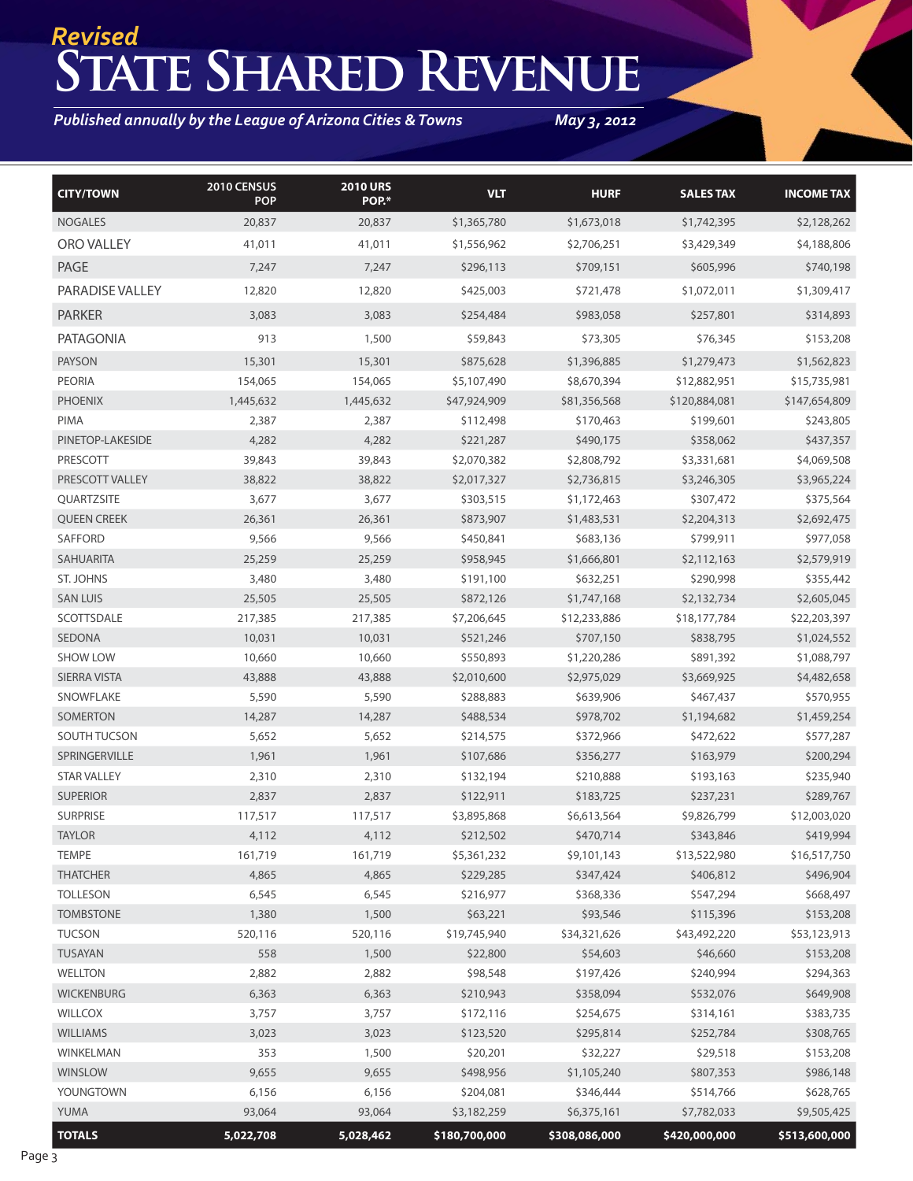*Revised*

# State Shared Revenue

*Published annually by the League of Arizona Cities & Towns* *May 3, 2012*

| CITY/TOWN | 2010 CENSUS POP | 2010 URS POP.* | VLT | HURF | SALES TAX | INCOME TAX |
|---|---|---|---|---|---|---|
| NOGALES | 20,837 | 20,837 | $1,365,780 | $1,673,018 | $1,742,395 | $2,128,262 |
| ORO VALLEY | 41,011 | 41,011 | $1,556,962 | $2,706,251 | $3,429,349 | $4,188,806 |
| PAGE | 7,247 | 7,247 | $296,113 | $709,151 | $605,996 | $740,198 |
| PARADISE VALLEY | 12,820 | 12,820 | $425,003 | $721,478 | $1,072,011 | $1,309,417 |
| PARKER | 3,083 | 3,083 | $254,484 | $983,058 | $257,801 | $314,893 |
| PATAGONIA | 913 | 1,500 | $59,843 | $73,305 | $76,345 | $153,208 |
| PAYSON | 15,301 | 15,301 | $875,628 | $1,396,885 | $1,279,473 | $1,562,823 |
| PEORIA | 154,065 | 154,065 | $5,107,490 | $8,670,394 | $12,882,951 | $15,735,981 |
| PHOENIX | 1,445,632 | 1,445,632 | $47,924,909 | $81,356,568 | $120,884,081 | $147,654,809 |
| PIMA | 2,387 | 2,387 | $112,498 | $170,463 | $199,601 | $243,805 |
| PINETOP-LAKESIDE | 4,282 | 4,282 | $221,287 | $490,175 | $358,062 | $437,357 |
| PRESCOTT | 39,843 | 39,843 | $2,070,382 | $2,808,792 | $3,331,681 | $4,069,508 |
| PRESCOTT VALLEY | 38,822 | 38,822 | $2,017,327 | $2,736,815 | $3,246,305 | $3,965,224 |
| QUARTZSITE | 3,677 | 3,677 | $303,515 | $1,172,463 | $307,472 | $375,564 |
| QUEEN CREEK | 26,361 | 26,361 | $873,907 | $1,483,531 | $2,204,313 | $2,692,475 |
| SAFFORD | 9,566 | 9,566 | $450,841 | $683,136 | $799,911 | $977,058 |
| SAHUARITA | 25,259 | 25,259 | $958,945 | $1,666,801 | $2,112,163 | $2,579,919 |
| ST. JOHNS | 3,480 | 3,480 | $191,100 | $632,251 | $290,998 | $355,442 |
| SAN LUIS | 25,505 | 25,505 | $872,126 | $1,747,168 | $2,132,734 | $2,605,045 |
| SCOTTSDALE | 217,385 | 217,385 | $7,206,645 | $12,233,886 | $18,177,784 | $22,203,397 |
| SEDONA | 10,031 | 10,031 | $521,246 | $707,150 | $838,795 | $1,024,552 |
| SHOW LOW | 10,660 | 10,660 | $550,893 | $1,220,286 | $891,392 | $1,088,797 |
| SIERRA VISTA | 43,888 | 43,888 | $2,010,600 | $2,975,029 | $3,669,925 | $4,482,658 |
| SNOWFLAKE | 5,590 | 5,590 | $288,883 | $639,906 | $467,437 | $570,955 |
| SOMERTON | 14,287 | 14,287 | $488,534 | $978,702 | $1,194,682 | $1,459,254 |
| SOUTH TUCSON | 5,652 | 5,652 | $214,575 | $372,966 | $472,622 | $577,287 |
| SPRINGERVILLE | 1,961 | 1,961 | $107,686 | $356,277 | $163,979 | $200,294 |
| STAR VALLEY | 2,310 | 2,310 | $132,194 | $210,888 | $193,163 | $235,940 |
| SUPERIOR | 2,837 | 2,837 | $122,911 | $183,725 | $237,231 | $289,767 |
| SURPRISE | 117,517 | 117,517 | $3,895,868 | $6,613,564 | $9,826,799 | $12,003,020 |
| TAYLOR | 4,112 | 4,112 | $212,502 | $470,714 | $343,846 | $419,994 |
| TEMPE | 161,719 | 161,719 | $5,361,232 | $9,101,143 | $13,522,980 | $16,517,750 |
| THATCHER | 4,865 | 4,865 | $229,285 | $347,424 | $406,812 | $496,904 |
| TOLLESON | 6,545 | 6,545 | $216,977 | $368,336 | $547,294 | $668,497 |
| TOMBSTONE | 1,380 | 1,500 | $63,221 | $93,546 | $115,396 | $153,208 |
| TUCSON | 520,116 | 520,116 | $19,745,940 | $34,321,626 | $43,492,220 | $53,123,913 |
| TUSAYAN | 558 | 1,500 | $22,800 | $54,603 | $46,660 | $153,208 |
| WELLTON | 2,882 | 2,882 | $98,548 | $197,426 | $240,994 | $294,363 |
| WICKENBURG | 6,363 | 6,363 | $210,943 | $358,094 | $532,076 | $649,908 |
| WILLCOX | 3,757 | 3,757 | $172,116 | $254,675 | $314,161 | $383,735 |
| WILLIAMS | 3,023 | 3,023 | $123,520 | $295,814 | $252,784 | $308,765 |
| WINKELMAN | 353 | 1,500 | $20,201 | $32,227 | $29,518 | $153,208 |
| WINSLOW | 9,655 | 9,655 | $498,956 | $1,105,240 | $807,353 | $986,148 |
| YOUNGTOWN | 6,156 | 6,156 | $204,081 | $346,444 | $514,766 | $628,765 |
| YUMA | 93,064 | 93,064 | $3,182,259 | $6,375,161 | $7,782,033 | $9,505,425 |
| **TOTALS** | **5,022,708** | **5,028,462** | **$180,700,000** | **$308,086,000** | **$420,000,000** | **$513,600,000** |